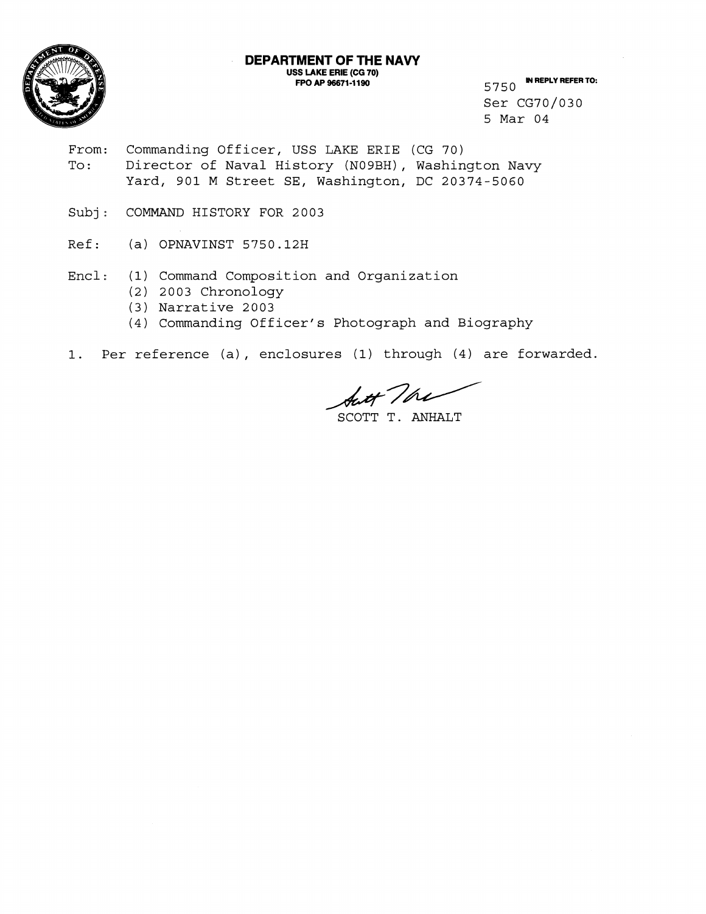**DEPARTMENT OF THE NAVY**
**USS LAKE ERIE (CG 70)**
**FPO AP 96671-1190**

**IN REPLY REFER TO:**
5750
Ser CG70/030
5 Mar 04

From: Commanding Officer, USS LAKE ERIE (CG 70)
To: Director of Naval History (N09BH), Washington Navy Yard, 901 M Street SE, Washington, DC 20374-5060

Subj: COMMAND HISTORY FOR 2003

Ref: (a) OPNAVINST 5750.12H

Encl: (1) Command Composition and Organization
(2) 2003 Chronology
(3) Narrative 2003
(4) Commanding Officer's Photograph and Biography

1. Per reference (a), enclosures (1) through (4) are forwarded.

SCOTT T. ANHALT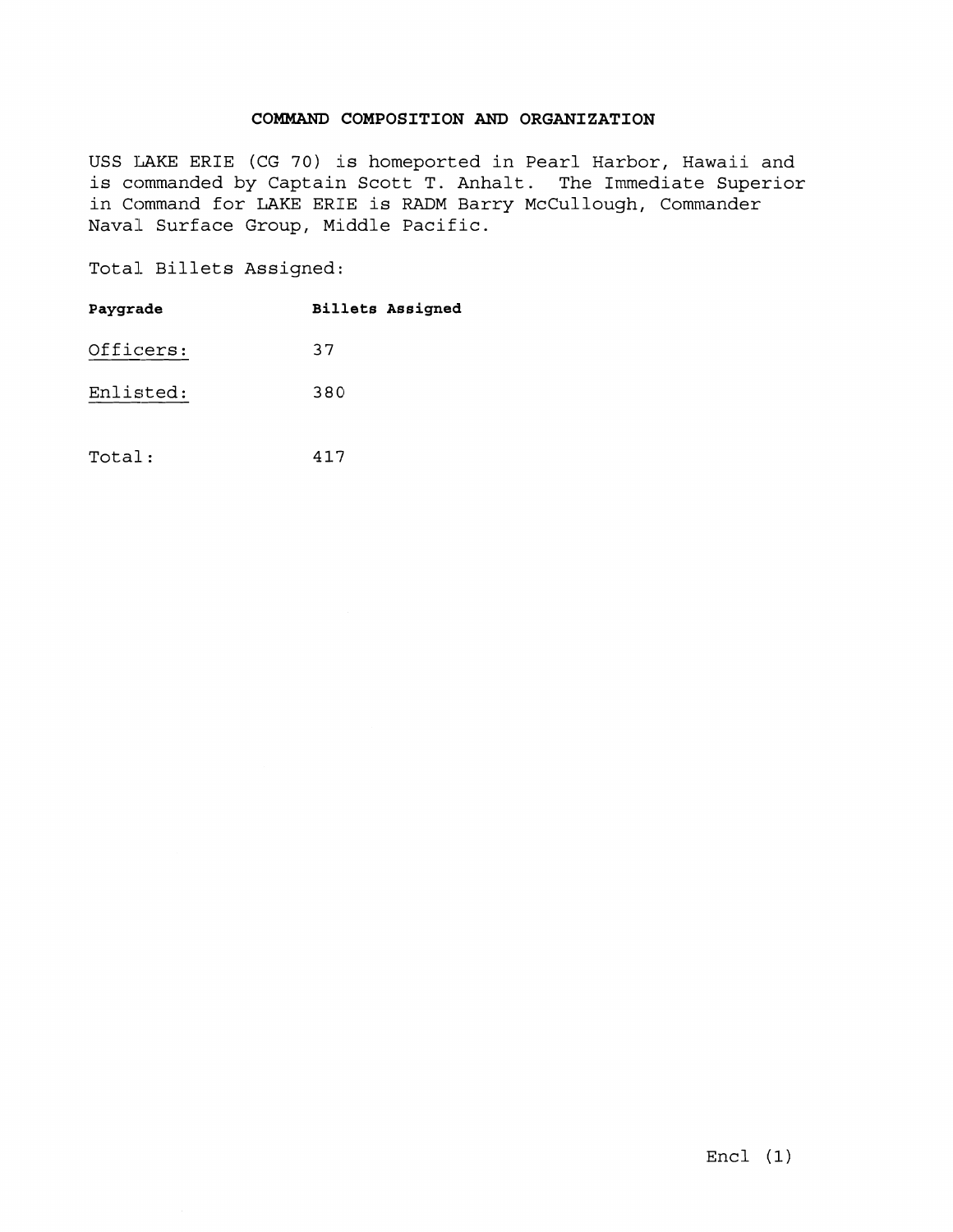## COMMAND COMPOSITION AND ORGANIZATION

USS LAKE ERIE (CG 70) is homeported in Pearl Harbor, Hawaii and is commanded by Captain Scott T. Anhalt. The Immediate Superior in Command for LAKE ERIE is RADM Barry McCullough, Commander Naval Surface Group, Middle Pacific.

Total Billets Assigned:

| Paygrade | Billets Assigned |
| --- | --- |
| Officers: | 37 |
| Enlisted: | 380 |
| Total: | 417 |

Encl (1)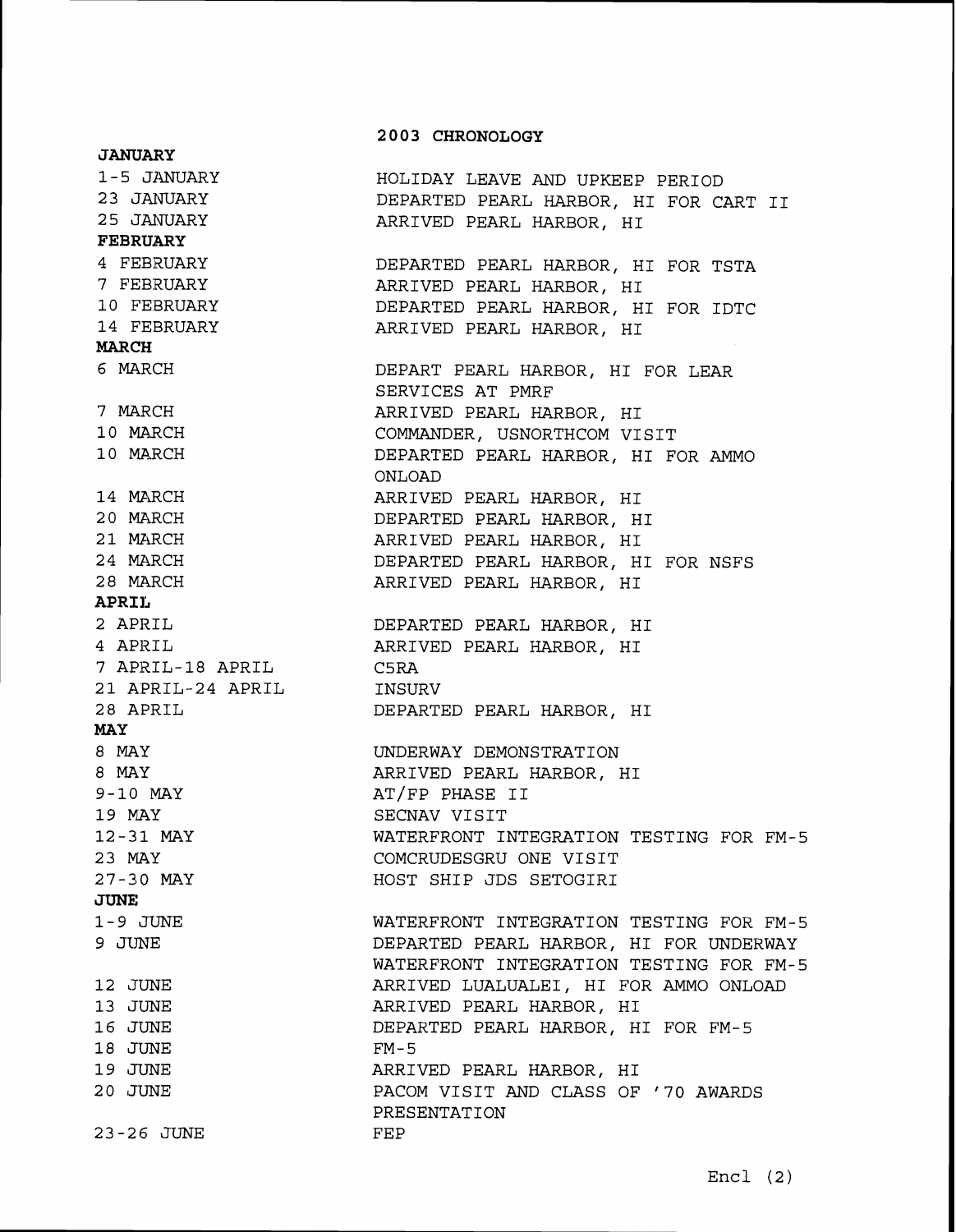## 2003 CHRONOLOGY

| | |
|---|---|
| **JANUARY** | |
| 1-5 JANUARY | HOLIDAY LEAVE AND UPKEEP PERIOD |
| 23 JANUARY | DEPARTED PEARL HARBOR, HI FOR CART II |
| 25 JANUARY | ARRIVED PEARL HARBOR, HI |
| **FEBRUARY** | |
| 4 FEBRUARY | DEPARTED PEARL HARBOR, HI FOR TSTA |
| 7 FEBRUARY | ARRIVED PEARL HARBOR, HI |
| 10 FEBRUARY | DEPARTED PEARL HARBOR, HI FOR IDTC |
| 14 FEBRUARY | ARRIVED PEARL HARBOR, HI |
| **MARCH** | |
| 6 MARCH | DEPART PEARL HARBOR, HI FOR LEAR SERVICES AT PMRF |
| 7 MARCH | ARRIVED PEARL HARBOR, HI |
| 10 MARCH | COMMANDER, USNORTHCOM VISIT |
| 10 MARCH | DEPARTED PEARL HARBOR, HI FOR AMMO ONLOAD |
| 14 MARCH | ARRIVED PEARL HARBOR, HI |
| 20 MARCH | DEPARTED PEARL HARBOR, HI |
| 21 MARCH | ARRIVED PEARL HARBOR, HI |
| 24 MARCH | DEPARTED PEARL HARBOR, HI FOR NSFS |
| 28 MARCH | ARRIVED PEARL HARBOR, HI |
| **APRIL** | |
| 2 APRIL | DEPARTED PEARL HARBOR, HI |
| 4 APRIL | ARRIVED PEARL HARBOR, HI |
| 7 APRIL-18 APRIL | C5RA |
| 21 APRIL-24 APRIL | INSURV |
| 28 APRIL | DEPARTED PEARL HARBOR, HI |
| **MAY** | |
| 8 MAY | UNDERWAY DEMONSTRATION |
| 8 MAY | ARRIVED PEARL HARBOR, HI |
| 9-10 MAY | AT/FP PHASE II |
| 19 MAY | SECNAV VISIT |
| 12-31 MAY | WATERFRONT INTEGRATION TESTING FOR FM-5 |
| 23 MAY | COMCRUDESGRU ONE VISIT |
| 27-30 MAY | HOST SHIP JDS SETOGIRI |
| **JUNE** | |
| 1-9 JUNE | WATERFRONT INTEGRATION TESTING FOR FM-5 |
| 9 JUNE | DEPARTED PEARL HARBOR, HI FOR UNDERWAY WATERFRONT INTEGRATION TESTING FOR FM-5 |
| 12 JUNE | ARRIVED LUALUALEI, HI FOR AMMO ONLOAD |
| 13 JUNE | ARRIVED PEARL HARBOR, HI |
| 16 JUNE | DEPARTED PEARL HARBOR, HI FOR FM-5 |
| 18 JUNE | FM-5 |
| 19 JUNE | ARRIVED PEARL HARBOR, HI |
| 20 JUNE | PACOM VISIT AND CLASS OF '70 AWARDS PRESENTATION |
| 23-26 JUNE | FEP |

Encl (2)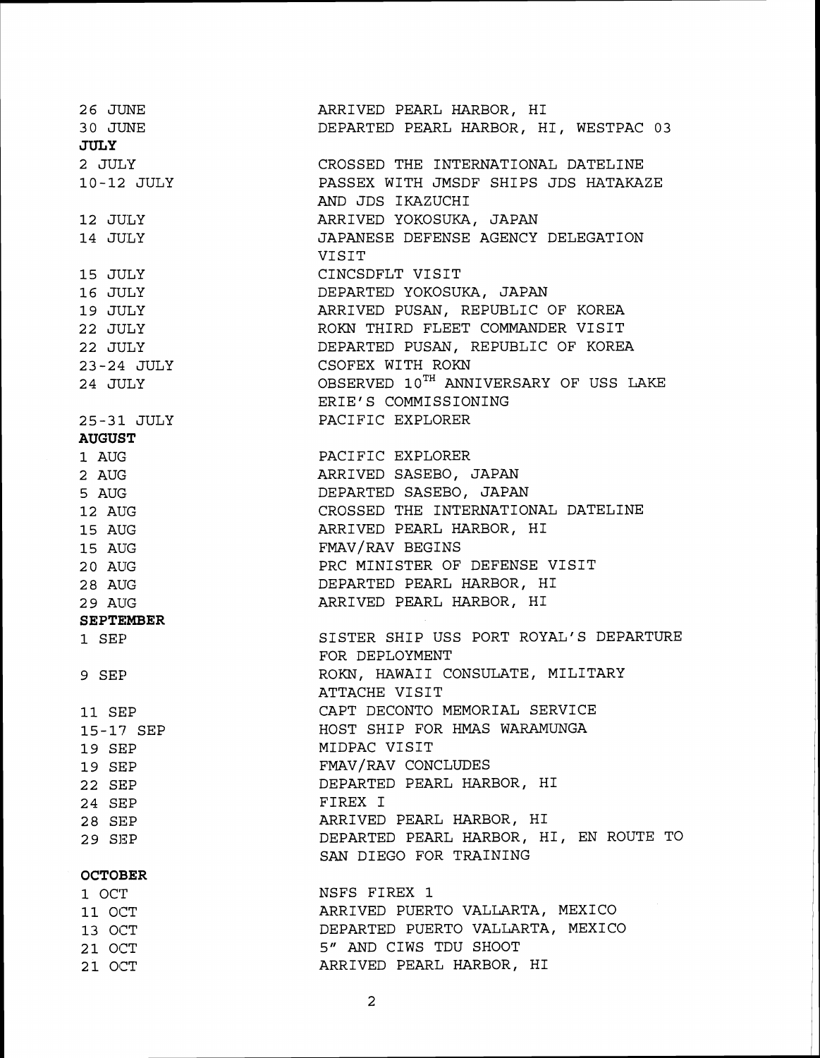| | |
|---|---|
| 26 JUNE | ARRIVED PEARL HARBOR, HI |
| 30 JUNE | DEPARTED PEARL HARBOR, HI, WESTPAC 03 |
| **JULY** | |
| 2 JULY | CROSSED THE INTERNATIONAL DATELINE |
| 10-12 JULY | PASSEX WITH JMSDF SHIPS JDS HATAKAZE AND JDS IKAZUCHI |
| 12 JULY | ARRIVED YOKOSUKA, JAPAN |
| 14 JULY | JAPANESE DEFENSE AGENCY DELEGATION VISIT |
| 15 JULY | CINCSDFLT VISIT |
| 16 JULY | DEPARTED YOKOSUKA, JAPAN |
| 19 JULY | ARRIVED PUSAN, REPUBLIC OF KOREA |
| 22 JULY | ROKN THIRD FLEET COMMANDER VISIT |
| 22 JULY | DEPARTED PUSAN, REPUBLIC OF KOREA |
| 23-24 JULY | CSOFEX WITH ROKN |
| 24 JULY | OBSERVED 10TH ANNIVERSARY OF USS LAKE ERIE'S COMMISSIONING |
| 25-31 JULY | PACIFIC EXPLORER |
| **AUGUST** | |
| 1 AUG | PACIFIC EXPLORER |
| 2 AUG | ARRIVED SASEBO, JAPAN |
| 5 AUG | DEPARTED SASEBO, JAPAN |
| 12 AUG | CROSSED THE INTERNATIONAL DATELINE |
| 15 AUG | ARRIVED PEARL HARBOR, HI |
| 15 AUG | FMAV/RAV BEGINS |
| 20 AUG | PRC MINISTER OF DEFENSE VISIT |
| 28 AUG | DEPARTED PEARL HARBOR, HI |
| 29 AUG | ARRIVED PEARL HARBOR, HI |
| **SEPTEMBER** | |
| 1 SEP | SISTER SHIP USS PORT ROYAL'S DEPARTURE FOR DEPLOYMENT |
| 9 SEP | ROKN, HAWAII CONSULATE, MILITARY ATTACHE VISIT |
| 11 SEP | CAPT DECONTO MEMORIAL SERVICE |
| 15-17 SEP | HOST SHIP FOR HMAS WARAMUNGA |
| 19 SEP | MIDPAC VISIT |
| 19 SEP | FMAV/RAV CONCLUDES |
| 22 SEP | DEPARTED PEARL HARBOR, HI |
| 24 SEP | FIREX I |
| 28 SEP | ARRIVED PEARL HARBOR, HI |
| 29 SEP | DEPARTED PEARL HARBOR, HI, EN ROUTE TO SAN DIEGO FOR TRAINING |
| **OCTOBER** | |
| 1 OCT | NSFS FIREX 1 |
| 11 OCT | ARRIVED PUERTO VALLARTA, MEXICO |
| 13 OCT | DEPARTED PUERTO VALLARTA, MEXICO |
| 21 OCT | 5" AND CIWS TDU SHOOT |
| 21 OCT | ARRIVED PEARL HARBOR, HI |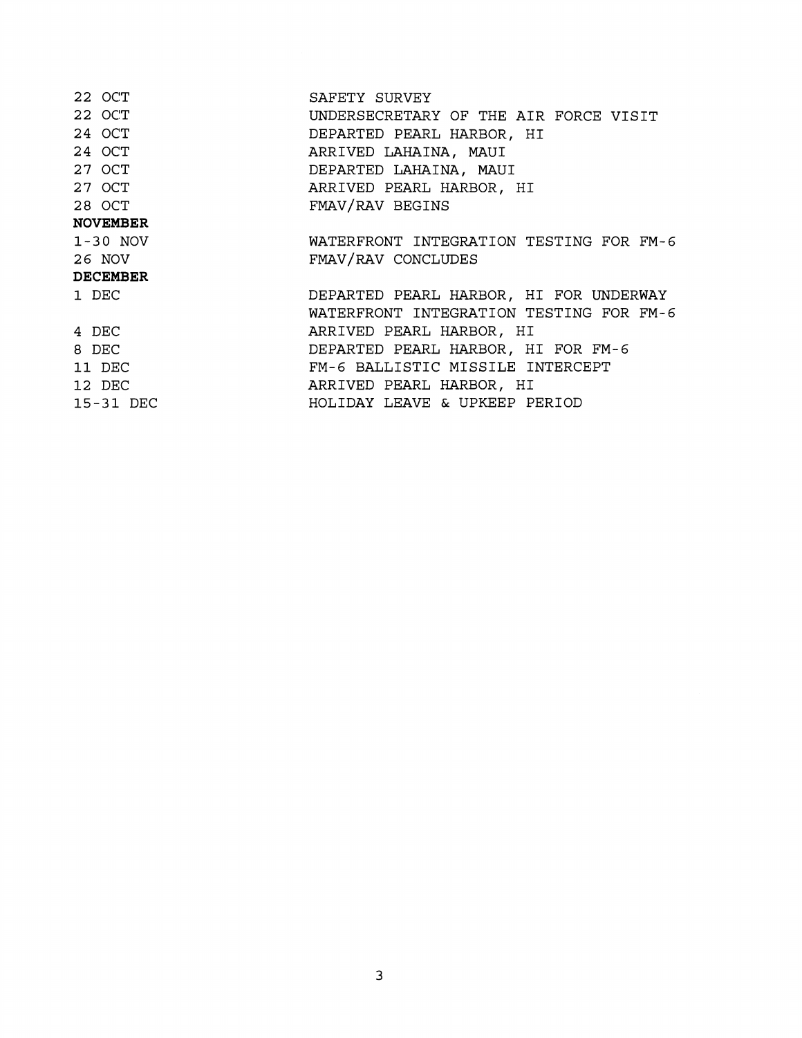| | |
|---|---|
| 22 OCT | SAFETY SURVEY |
| 22 OCT | UNDERSECRETARY OF THE AIR FORCE VISIT |
| 24 OCT | DEPARTED PEARL HARBOR, HI |
| 24 OCT | ARRIVED LAHAINA, MAUI |
| 27 OCT | DEPARTED LAHAINA, MAUI |
| 27 OCT | ARRIVED PEARL HARBOR, HI |
| 28 OCT | FMAV/RAV BEGINS |
| **NOVEMBER** | |
| 1-30 NOV | WATERFRONT INTEGRATION TESTING FOR FM-6 |
| 26 NOV | FMAV/RAV CONCLUDES |
| **DECEMBER** | |
| 1 DEC | DEPARTED PEARL HARBOR, HI FOR UNDERWAY WATERFRONT INTEGRATION TESTING FOR FM-6 |
| 4 DEC | ARRIVED PEARL HARBOR, HI |
| 8 DEC | DEPARTED PEARL HARBOR, HI FOR FM-6 |
| 11 DEC | FM-6 BALLISTIC MISSILE INTERCEPT |
| 12 DEC | ARRIVED PEARL HARBOR, HI |
| 15-31 DEC | HOLIDAY LEAVE & UPKEEP PERIOD |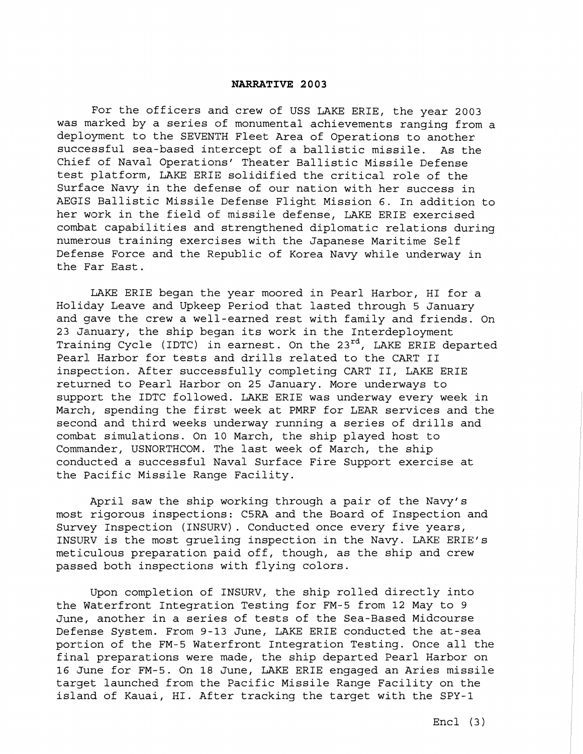**NARRATIVE 2003**

For the officers and crew of USS LAKE ERIE, the year 2003 was marked by a series of monumental achievements ranging from a deployment to the SEVENTH Fleet Area of Operations to another successful sea-based intercept of a ballistic missile. As the Chief of Naval Operations' Theater Ballistic Missile Defense test platform, LAKE ERIE solidified the critical role of the Surface Navy in the defense of our nation with her success in AEGIS Ballistic Missile Defense Flight Mission 6. In addition to her work in the field of missile defense, LAKE ERIE exercised combat capabilities and strengthened diplomatic relations during numerous training exercises with the Japanese Maritime Self Defense Force and the Republic of Korea Navy while underway in the Far East.

LAKE ERIE began the year moored in Pearl Harbor, HI for a Holiday Leave and Upkeep Period that lasted through 5 January and gave the crew a well-earned rest with family and friends. On 23 January, the ship began its work in the Interdeployment Training Cycle (IDTC) in earnest. On the 23rd, LAKE ERIE departed Pearl Harbor for tests and drills related to the CART II inspection. After successfully completing CART II, LAKE ERIE returned to Pearl Harbor on 25 January. More underways to support the IDTC followed. LAKE ERIE was underway every week in March, spending the first week at PMRF for LEAR services and the second and third weeks underway running a series of drills and combat simulations. On 10 March, the ship played host to Commander, USNORTHCOM. The last week of March, the ship conducted a successful Naval Surface Fire Support exercise at the Pacific Missile Range Facility.

April saw the ship working through a pair of the Navy's most rigorous inspections: C5RA and the Board of Inspection and Survey Inspection (INSURV). Conducted once every five years, INSURV is the most grueling inspection in the Navy. LAKE ERIE's meticulous preparation paid off, though, as the ship and crew passed both inspections with flying colors.

Upon completion of INSURV, the ship rolled directly into the Waterfront Integration Testing for FM-5 from 12 May to 9 June, another in a series of tests of the Sea-Based Midcourse Defense System. From 9-13 June, LAKE ERIE conducted the at-sea portion of the FM-5 Waterfront Integration Testing. Once all the final preparations were made, the ship departed Pearl Harbor on 16 June for FM-5. On 18 June, LAKE ERIE engaged an Aries missile target launched from the Pacific Missile Range Facility on the island of Kauai, HI. After tracking the target with the SPY-1

Encl (3)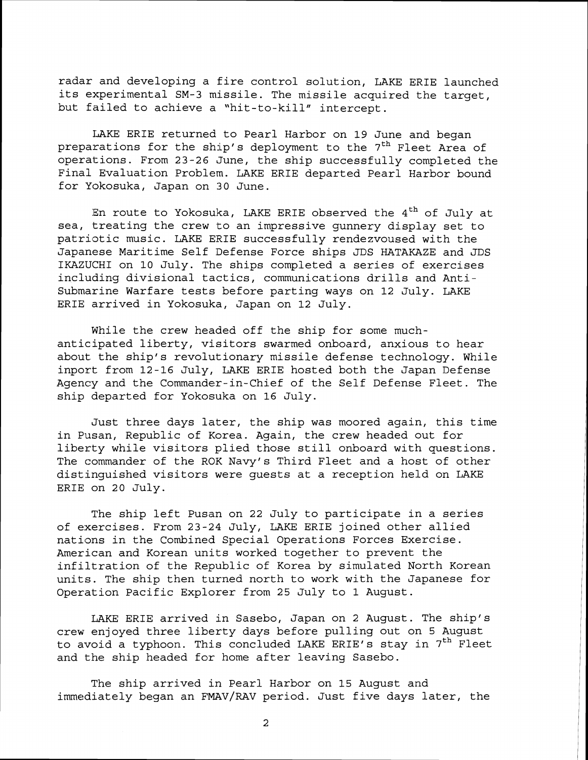radar and developing a fire control solution, LAKE ERIE launched its experimental SM-3 missile. The missile acquired the target, but failed to achieve a "hit-to-kill" intercept.

LAKE ERIE returned to Pearl Harbor on 19 June and began preparations for the ship's deployment to the 7th Fleet Area of operations. From 23-26 June, the ship successfully completed the Final Evaluation Problem. LAKE ERIE departed Pearl Harbor bound for Yokosuka, Japan on 30 June.

En route to Yokosuka, LAKE ERIE observed the 4th of July at sea, treating the crew to an impressive gunnery display set to patriotic music. LAKE ERIE successfully rendezvoused with the Japanese Maritime Self Defense Force ships JDS HATAKAZE and JDS IKAZUCHI on 10 July. The ships completed a series of exercises including divisional tactics, communications drills and Anti-Submarine Warfare tests before parting ways on 12 July. LAKE ERIE arrived in Yokosuka, Japan on 12 July.

While the crew headed off the ship for some much-anticipated liberty, visitors swarmed onboard, anxious to hear about the ship's revolutionary missile defense technology. While inport from 12-16 July, LAKE ERIE hosted both the Japan Defense Agency and the Commander-in-Chief of the Self Defense Fleet. The ship departed for Yokosuka on 16 July.

Just three days later, the ship was moored again, this time in Pusan, Republic of Korea. Again, the crew headed out for liberty while visitors plied those still onboard with questions. The commander of the ROK Navy's Third Fleet and a host of other distinguished visitors were guests at a reception held on LAKE ERIE on 20 July.

The ship left Pusan on 22 July to participate in a series of exercises. From 23-24 July, LAKE ERIE joined other allied nations in the Combined Special Operations Forces Exercise. American and Korean units worked together to prevent the infiltration of the Republic of Korea by simulated North Korean units. The ship then turned north to work with the Japanese for Operation Pacific Explorer from 25 July to 1 August.

LAKE ERIE arrived in Sasebo, Japan on 2 August. The ship's crew enjoyed three liberty days before pulling out on 5 August to avoid a typhoon. This concluded LAKE ERIE's stay in 7th Fleet and the ship headed for home after leaving Sasebo.

The ship arrived in Pearl Harbor on 15 August and immediately began an FMAV/RAV period. Just five days later, the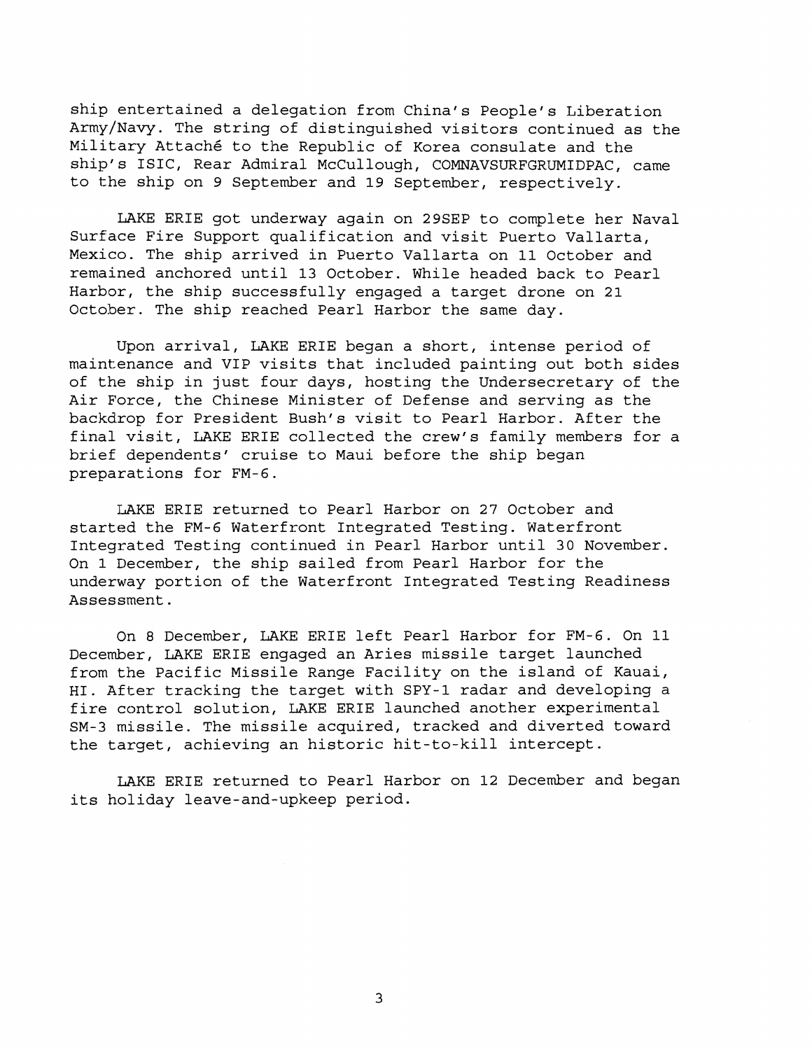ship entertained a delegation from China's People's Liberation Army/Navy. The string of distinguished visitors continued as the Military Attaché to the Republic of Korea consulate and the ship's ISIC, Rear Admiral McCullough, COMNAVSURFGRUMIDPAC, came to the ship on 9 September and 19 September, respectively.

LAKE ERIE got underway again on 29SEP to complete her Naval Surface Fire Support qualification and visit Puerto Vallarta, Mexico. The ship arrived in Puerto Vallarta on 11 October and remained anchored until 13 October. While headed back to Pearl Harbor, the ship successfully engaged a target drone on 21 October. The ship reached Pearl Harbor the same day.

Upon arrival, LAKE ERIE began a short, intense period of maintenance and VIP visits that included painting out both sides of the ship in just four days, hosting the Undersecretary of the Air Force, the Chinese Minister of Defense and serving as the backdrop for President Bush's visit to Pearl Harbor. After the final visit, LAKE ERIE collected the crew's family members for a brief dependents' cruise to Maui before the ship began preparations for FM-6.

LAKE ERIE returned to Pearl Harbor on 27 October and started the FM-6 Waterfront Integrated Testing. Waterfront Integrated Testing continued in Pearl Harbor until 30 November. On 1 December, the ship sailed from Pearl Harbor for the underway portion of the Waterfront Integrated Testing Readiness Assessment.

On 8 December, LAKE ERIE left Pearl Harbor for FM-6. On 11 December, LAKE ERIE engaged an Aries missile target launched from the Pacific Missile Range Facility on the island of Kauai, HI. After tracking the target with SPY-1 radar and developing a fire control solution, LAKE ERIE launched another experimental SM-3 missile. The missile acquired, tracked and diverted toward the target, achieving an historic hit-to-kill intercept.

LAKE ERIE returned to Pearl Harbor on 12 December and began its holiday leave-and-upkeep period.